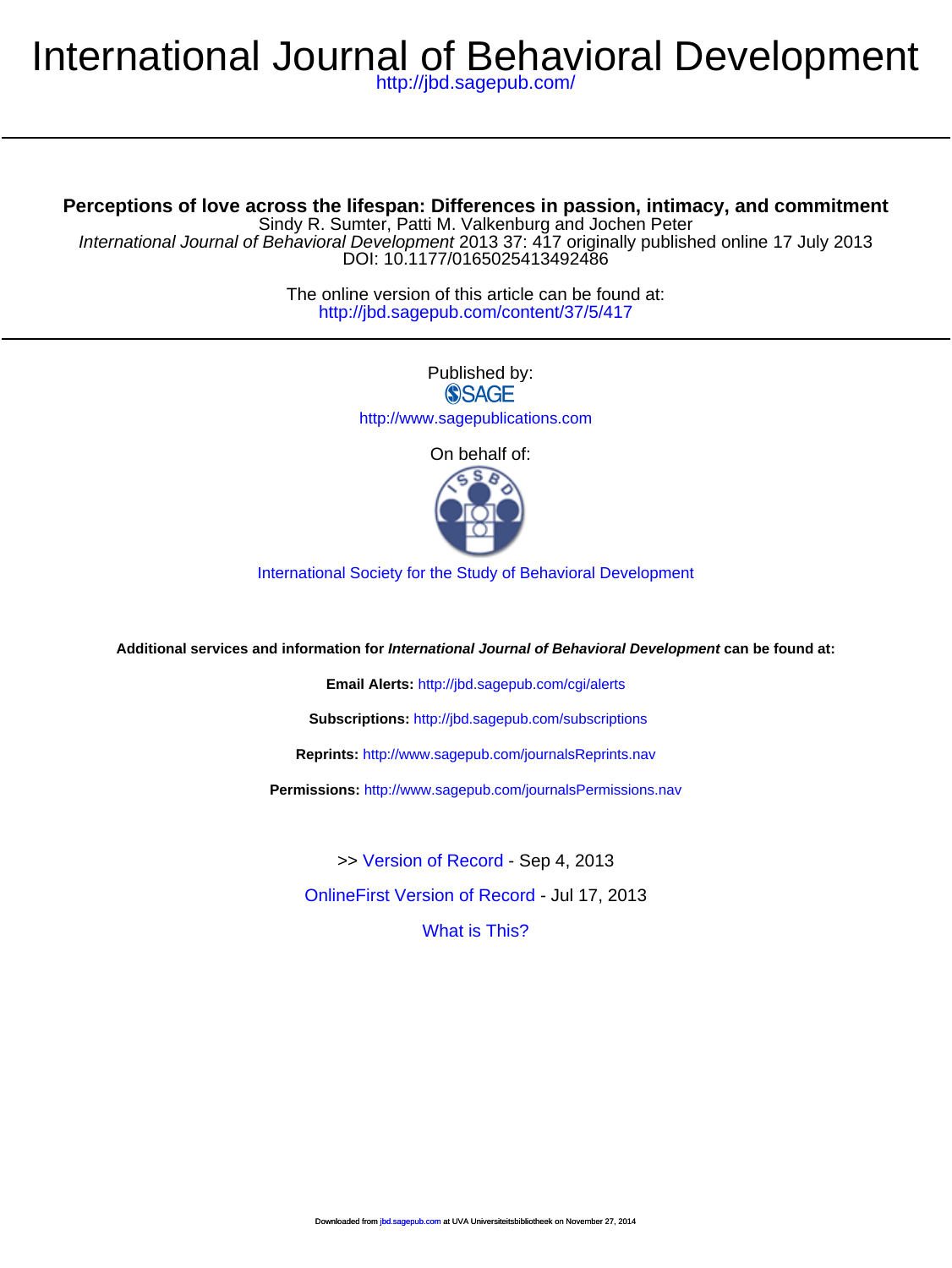# International Journal of Behavioral Development

http://jbd.sagepub.com/

## Perceptions of love across the lifespan: Differences in passion, intimacy, and commitment

Sindy R. Sumter, Patti M. Valkenburg and Jochen Peter

*International Journal of Behavioral Development* 2013 37: 417 originally published online 17 July 2013

DOI: 10.1177/0165025413492486

The online version of this article can be found at:

http://jbd.sagepub.com/content/37/5/417

Published by:

SAGE

http://www.sagepublications.com

On behalf of:

International Society for the Study of Behavioral Development

**Additional services and information for *International Journal of Behavioral Development* can be found at:**

**Email Alerts:** http://jbd.sagepub.com/cgi/alerts

**Subscriptions:** http://jbd.sagepub.com/subscriptions

**Reprints:** http://www.sagepub.com/journalsReprints.nav

**Permissions:** http://www.sagepub.com/journalsPermissions.nav

>> Version of Record - Sep 4, 2013

OnlineFirst Version of Record - Jul 17, 2013

What is This?

Downloaded from jbd.sagepub.com at UVA Universiteitsbibliotheek on November 27, 2014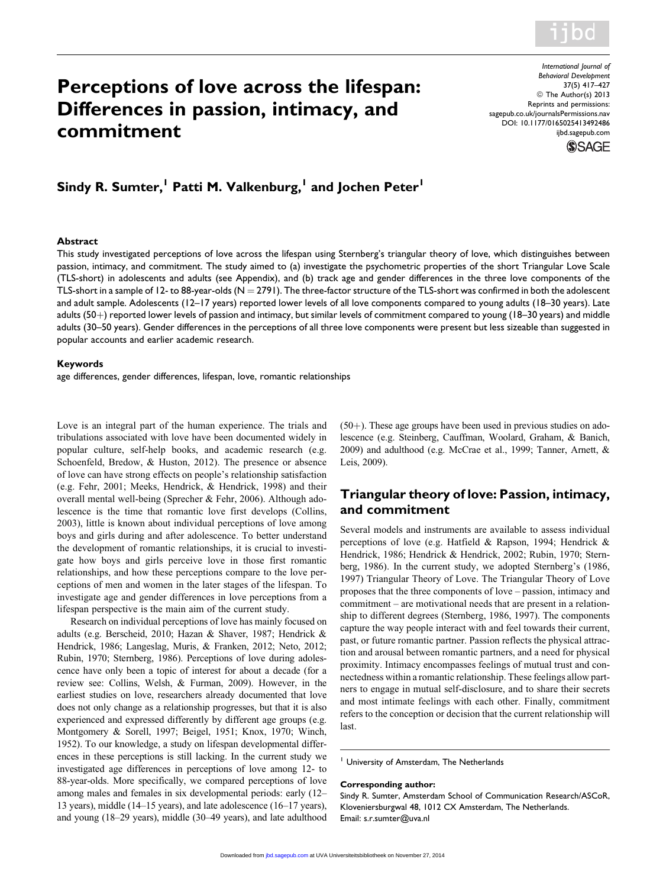# Perceptions of love across the lifespan: Differences in passion, intimacy, and commitment

**Sindy R. Sumter,[1] Patti M. Valkenburg,[1] and Jochen Peter[1]**

### Abstract

This study investigated perceptions of love across the lifespan using Sternberg's triangular theory of love, which distinguishes between passion, intimacy, and commitment. The study aimed to (a) investigate the psychometric properties of the short Triangular Love Scale (TLS-short) in adolescents and adults (see Appendix), and (b) track age and gender differences in the three love components of the TLS-short in a sample of 12- to 88-year-olds ($N = 2791$). The three-factor structure of the TLS-short was confirmed in both the adolescent and adult sample. Adolescents (12–17 years) reported lower levels of all love components compared to young adults (18–30 years). Late adults (50+) reported lower levels of passion and intimacy, but similar levels of commitment compared to young (18–30 years) and middle adults (30–50 years). Gender differences in the perceptions of all three love components were present but less sizeable than suggested in popular accounts and earlier academic research.

### Keywords

age differences, gender differences, lifespan, love, romantic relationships

Love is an integral part of the human experience. The trials and tribulations associated with love have been documented widely in popular culture, self-help books, and academic research (e.g. Schoenfeld, Bredow, & Huston, 2012). The presence or absence of love can have strong effects on people's relationship satisfaction (e.g. Fehr, 2001; Meeks, Hendrick, & Hendrick, 1998) and their overall mental well-being (Sprecher & Fehr, 2006). Although adolescence is the time that romantic love first develops (Collins, 2003), little is known about individual perceptions of love among boys and girls during and after adolescence. To better understand the development of romantic relationships, it is crucial to investigate how boys and girls perceive love in those first romantic relationships, and how these perceptions compare to the love perceptions of men and women in the later stages of the lifespan. To investigate age and gender differences in love perceptions from a lifespan perspective is the main aim of the current study.

Research on individual perceptions of love has mainly focused on adults (e.g. Berscheid, 2010; Hazan & Shaver, 1987; Hendrick & Hendrick, 1986; Langeslag, Muris, & Franken, 2012; Neto, 2012; Rubin, 1970; Sternberg, 1986). Perceptions of love during adolescence have only been a topic of interest for about a decade (for a review see: Collins, Welsh, & Furman, 2009). However, in the earliest studies on love, researchers already documented that love does not only change as a relationship progresses, but that it is also experienced and expressed differently by different age groups (e.g. Montgomery & Sorell, 1997; Beigel, 1951; Knox, 1970; Winch, 1952). To our knowledge, a study on lifespan developmental differences in these perceptions is still lacking. In the current study we investigated age differences in perceptions of love among 12- to 88-year-olds. More specifically, we compared perceptions of love among males and females in six developmental periods: early (12–13 years), middle (14–15 years), and late adolescence (16–17 years), and young (18–29 years), middle (30–49 years), and late adulthood (50+). These age groups have been used in previous studies on adolescence (e.g. Steinberg, Cauffman, Woolard, Graham, & Banich, 2009) and adulthood (e.g. McCrae et al., 1999; Tanner, Arnett, & Leis, 2009).

## Triangular theory of love: Passion, intimacy, and commitment

Several models and instruments are available to assess individual perceptions of love (e.g. Hatfield & Rapson, 1994; Hendrick & Hendrick, 1986; Hendrick & Hendrick, 2002; Rubin, 1970; Sternberg, 1986). In the current study, we adopted Sternberg's (1986, 1997) Triangular Theory of Love. The Triangular Theory of Love proposes that the three components of love – passion, intimacy and commitment – are motivational needs that are present in a relationship to different degrees (Sternberg, 1986, 1997). The components capture the way people interact with and feel towards their current, past, or future romantic partner. Passion reflects the physical attraction and arousal between romantic partners, and a need for physical proximity. Intimacy encompasses feelings of mutual trust and connectedness within a romantic relationship. These feelings allow partners to engage in mutual self-disclosure, and to share their secrets and most intimate feelings with each other. Finally, commitment refers to the conception or decision that the current relationship will last.

[1] University of Amsterdam, The Netherlands

**Corresponding author:**
Sindy R. Sumter, Amsterdam School of Communication Research/ASCoR, Kloveniersburgwal 48, 1012 CX Amsterdam, The Netherlands.
Email: s.r.sumter@uva.nl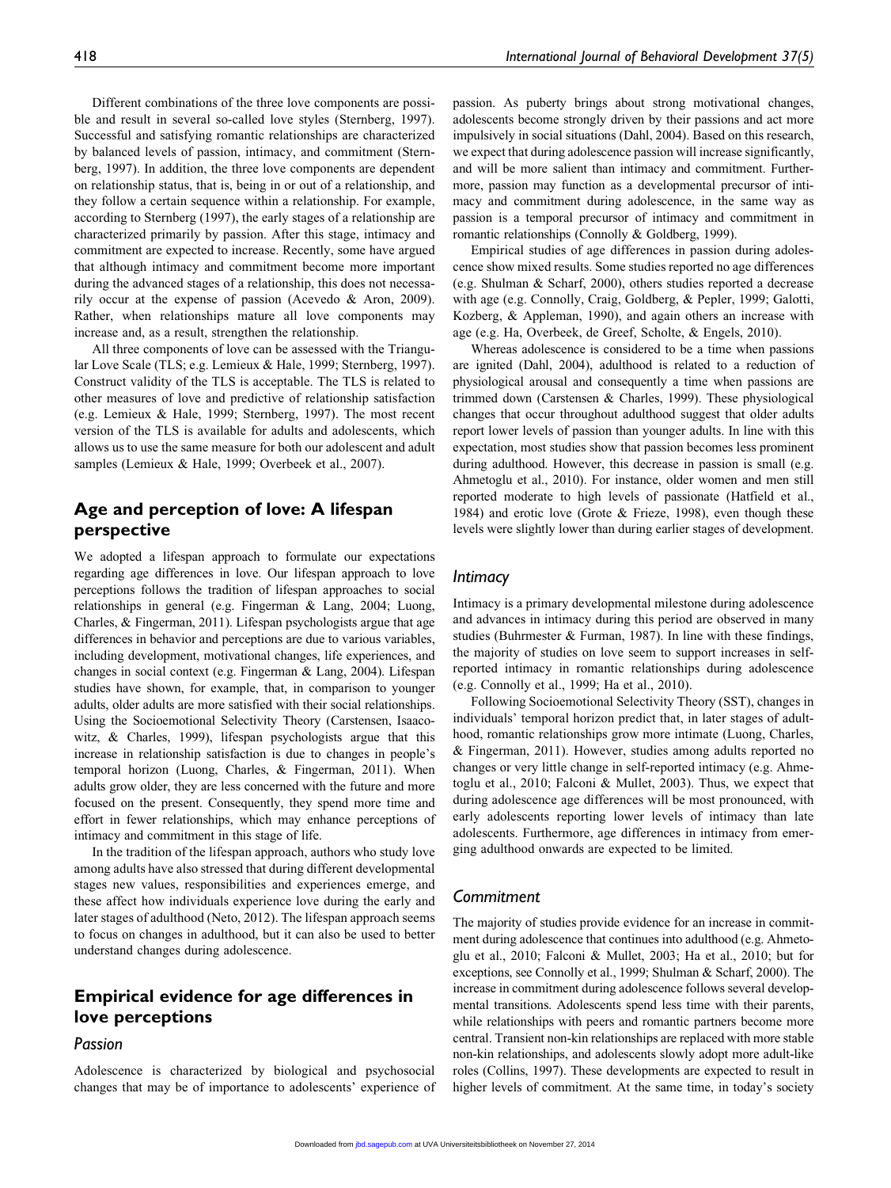Different combinations of the three love components are possible and result in several so-called love styles (Sternberg, 1997). Successful and satisfying romantic relationships are characterized by balanced levels of passion, intimacy, and commitment (Sternberg, 1997). In addition, the three love components are dependent on relationship status, that is, being in or out of a relationship, and they follow a certain sequence within a relationship. For example, according to Sternberg (1997), the early stages of a relationship are characterized primarily by passion. After this stage, intimacy and commitment are expected to increase. Recently, some have argued that although intimacy and commitment become more important during the advanced stages of a relationship, this does not necessarily occur at the expense of passion (Acevedo & Aron, 2009). Rather, when relationships mature all love components may increase and, as a result, strengthen the relationship.

All three components of love can be assessed with the Triangular Love Scale (TLS; e.g. Lemieux & Hale, 1999; Sternberg, 1997). Construct validity of the TLS is acceptable. The TLS is related to other measures of love and predictive of relationship satisfaction (e.g. Lemieux & Hale, 1999; Sternberg, 1997). The most recent version of the TLS is available for adults and adolescents, which allows us to use the same measure for both our adolescent and adult samples (Lemieux & Hale, 1999; Overbeek et al., 2007).

## Age and perception of love: A lifespan perspective

We adopted a lifespan approach to formulate our expectations regarding age differences in love. Our lifespan approach to love perceptions follows the tradition of lifespan approaches to social relationships in general (e.g. Fingerman & Lang, 2004; Luong, Charles, & Fingerman, 2011). Lifespan psychologists argue that age differences in behavior and perceptions are due to various variables, including development, motivational changes, life experiences, and changes in social context (e.g. Fingerman & Lang, 2004). Lifespan studies have shown, for example, that, in comparison to younger adults, older adults are more satisfied with their social relationships. Using the Socioemotional Selectivity Theory (Carstensen, Isaacowitz, & Charles, 1999), lifespan psychologists argue that this increase in relationship satisfaction is due to changes in people's temporal horizon (Luong, Charles, & Fingerman, 2011). When adults grow older, they are less concerned with the future and more focused on the present. Consequently, they spend more time and effort in fewer relationships, which may enhance perceptions of intimacy and commitment in this stage of life.

In the tradition of the lifespan approach, authors who study love among adults have also stressed that during different developmental stages new values, responsibilities and experiences emerge, and these affect how individuals experience love during the early and later stages of adulthood (Neto, 2012). The lifespan approach seems to focus on changes in adulthood, but it can also be used to better understand changes during adolescence.

## Empirical evidence for age differences in love perceptions

### Passion

Adolescence is characterized by biological and psychosocial changes that may be of importance to adolescents' experience of passion. As puberty brings about strong motivational changes, adolescents become strongly driven by their passions and act more impulsively in social situations (Dahl, 2004). Based on this research, we expect that during adolescence passion will increase significantly, and will be more salient than intimacy and commitment. Furthermore, passion may function as a developmental precursor of intimacy and commitment during adolescence, in the same way as passion is a temporal precursor of intimacy and commitment in romantic relationships (Connolly & Goldberg, 1999).

Empirical studies of age differences in passion during adolescence show mixed results. Some studies reported no age differences (e.g. Shulman & Scharf, 2000), others studies reported a decrease with age (e.g. Connolly, Craig, Goldberg, & Pepler, 1999; Galotti, Kozberg, & Appleman, 1990), and again others an increase with age (e.g. Ha, Overbeek, de Greef, Scholte, & Engels, 2010).

Whereas adolescence is considered to be a time when passions are ignited (Dahl, 2004), adulthood is related to a reduction of physiological arousal and consequently a time when passions are trimmed down (Carstensen & Charles, 1999). These physiological changes that occur throughout adulthood suggest that older adults report lower levels of passion than younger adults. In line with this expectation, most studies show that passion becomes less prominent during adulthood. However, this decrease in passion is small (e.g. Ahmetoglu et al., 2010). For instance, older women and men still reported moderate to high levels of passionate (Hatfield et al., 1984) and erotic love (Grote & Frieze, 1998), even though these levels were slightly lower than during earlier stages of development.

### Intimacy

Intimacy is a primary developmental milestone during adolescence and advances in intimacy during this period are observed in many studies (Buhrmester & Furman, 1987). In line with these findings, the majority of studies on love seem to support increases in self-reported intimacy in romantic relationships during adolescence (e.g. Connolly et al., 1999; Ha et al., 2010).

Following Socioemotional Selectivity Theory (SST), changes in individuals' temporal horizon predict that, in later stages of adulthood, romantic relationships grow more intimate (Luong, Charles, & Fingerman, 2011). However, studies among adults reported no changes or very little change in self-reported intimacy (e.g. Ahmetoglu et al., 2010; Falconi & Mullet, 2003). Thus, we expect that during adolescence age differences will be most pronounced, with early adolescents reporting lower levels of intimacy than late adolescents. Furthermore, age differences in intimacy from emerging adulthood onwards are expected to be limited.

### Commitment

The majority of studies provide evidence for an increase in commitment during adolescence that continues into adulthood (e.g. Ahmetoglu et al., 2010; Falconi & Mullet, 2003; Ha et al., 2010; but for exceptions, see Connolly et al., 1999; Shulman & Scharf, 2000). The increase in commitment during adolescence follows several developmental transitions. Adolescents spend less time with their parents, while relationships with peers and romantic partners become more central. Transient non-kin relationships are replaced with more stable non-kin relationships, and adolescents slowly adopt more adult-like roles (Collins, 1997). These developments are expected to result in higher levels of commitment. At the same time, in today's society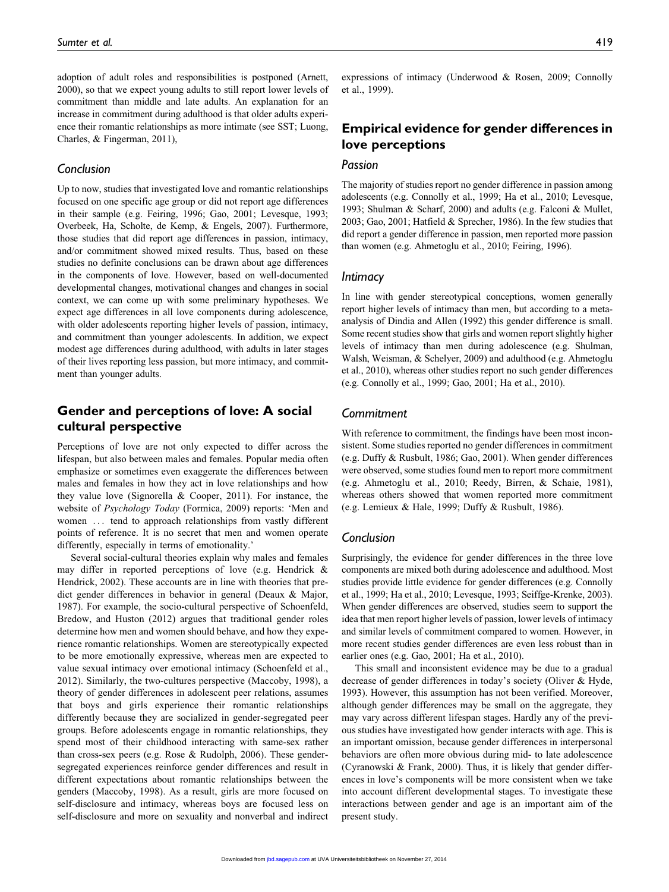adoption of adult roles and responsibilities is postponed (Arnett, 2000), so that we expect young adults to still report lower levels of commitment than middle and late adults. An explanation for an increase in commitment during adulthood is that older adults experience their romantic relationships as more intimate (see SST; Luong, Charles, & Fingerman, 2011),

### Conclusion

Up to now, studies that investigated love and romantic relationships focused on one specific age group or did not report age differences in their sample (e.g. Feiring, 1996; Gao, 2001; Levesque, 1993; Overbeek, Ha, Scholte, de Kemp, & Engels, 2007). Furthermore, those studies that did report age differences in passion, intimacy, and/or commitment showed mixed results. Thus, based on these studies no definite conclusions can be drawn about age differences in the components of love. However, based on well-documented developmental changes, motivational changes and changes in social context, we can come up with some preliminary hypotheses. We expect age differences in all love components during adolescence, with older adolescents reporting higher levels of passion, intimacy, and commitment than younger adolescents. In addition, we expect modest age differences during adulthood, with adults in later stages of their lives reporting less passion, but more intimacy, and commitment than younger adults.

## Gender and perceptions of love: A social cultural perspective

Perceptions of love are not only expected to differ across the lifespan, but also between males and females. Popular media often emphasize or sometimes even exaggerate the differences between males and females in how they act in love relationships and how they value love (Signorella & Cooper, 2011). For instance, the website of *Psychology Today* (Formica, 2009) reports: 'Men and women … tend to approach relationships from vastly different points of reference. It is no secret that men and women operate differently, especially in terms of emotionality.'

Several social-cultural theories explain why males and females may differ in reported perceptions of love (e.g. Hendrick & Hendrick, 2002). These accounts are in line with theories that predict gender differences in behavior in general (Deaux & Major, 1987). For example, the socio-cultural perspective of Schoenfeld, Bredow, and Huston (2012) argues that traditional gender roles determine how men and women should behave, and how they experience romantic relationships. Women are stereotypically expected to be more emotionally expressive, whereas men are expected to value sexual intimacy over emotional intimacy (Schoenfeld et al., 2012). Similarly, the two-cultures perspective (Maccoby, 1998), a theory of gender differences in adolescent peer relations, assumes that boys and girls experience their romantic relationships differently because they are socialized in gender-segregated peer groups. Before adolescents engage in romantic relationships, they spend most of their childhood interacting with same-sex rather than cross-sex peers (e.g. Rose & Rudolph, 2006). These gender-segregated experiences reinforce gender differences and result in different expectations about romantic relationships between the genders (Maccoby, 1998). As a result, girls are more focused on self-disclosure and intimacy, whereas boys are focused less on self-disclosure and more on sexuality and nonverbal and indirect expressions of intimacy (Underwood & Rosen, 2009; Connolly et al., 1999).

## Empirical evidence for gender differences in love perceptions

### Passion

The majority of studies report no gender difference in passion among adolescents (e.g. Connolly et al., 1999; Ha et al., 2010; Levesque, 1993; Shulman & Scharf, 2000) and adults (e.g. Falconi & Mullet, 2003; Gao, 2001; Hatfield & Sprecher, 1986). In the few studies that did report a gender difference in passion, men reported more passion than women (e.g. Ahmetoglu et al., 2010; Feiring, 1996).

### Intimacy

In line with gender stereotypical conceptions, women generally report higher levels of intimacy than men, but according to a meta-analysis of Dindia and Allen (1992) this gender difference is small. Some recent studies show that girls and women report slightly higher levels of intimacy than men during adolescence (e.g. Shulman, Walsh, Weisman, & Schelyer, 2009) and adulthood (e.g. Ahmetoglu et al., 2010), whereas other studies report no such gender differences (e.g. Connolly et al., 1999; Gao, 2001; Ha et al., 2010).

### Commitment

With reference to commitment, the findings have been most inconsistent. Some studies reported no gender differences in commitment (e.g. Duffy & Rusbult, 1986; Gao, 2001). When gender differences were observed, some studies found men to report more commitment (e.g. Ahmetoglu et al., 2010; Reedy, Birren, & Schaie, 1981), whereas others showed that women reported more commitment (e.g. Lemieux & Hale, 1999; Duffy & Rusbult, 1986).

### Conclusion

Surprisingly, the evidence for gender differences in the three love components are mixed both during adolescence and adulthood. Most studies provide little evidence for gender differences (e.g. Connolly et al., 1999; Ha et al., 2010; Levesque, 1993; Seiffge-Krenke, 2003). When gender differences are observed, studies seem to support the idea that men report higher levels of passion, lower levels of intimacy and similar levels of commitment compared to women. However, in more recent studies gender differences are even less robust than in earlier ones (e.g. Gao, 2001; Ha et al., 2010).

This small and inconsistent evidence may be due to a gradual decrease of gender differences in today's society (Oliver & Hyde, 1993). However, this assumption has not been verified. Moreover, although gender differences may be small on the aggregate, they may vary across different lifespan stages. Hardly any of the previous studies have investigated how gender interacts with age. This is an important omission, because gender differences in interpersonal behaviors are often more obvious during mid- to late adolescence (Cyranowski & Frank, 2000). Thus, it is likely that gender differences in love's components will be more consistent when we take into account different developmental stages. To investigate these interactions between gender and age is an important aim of the present study.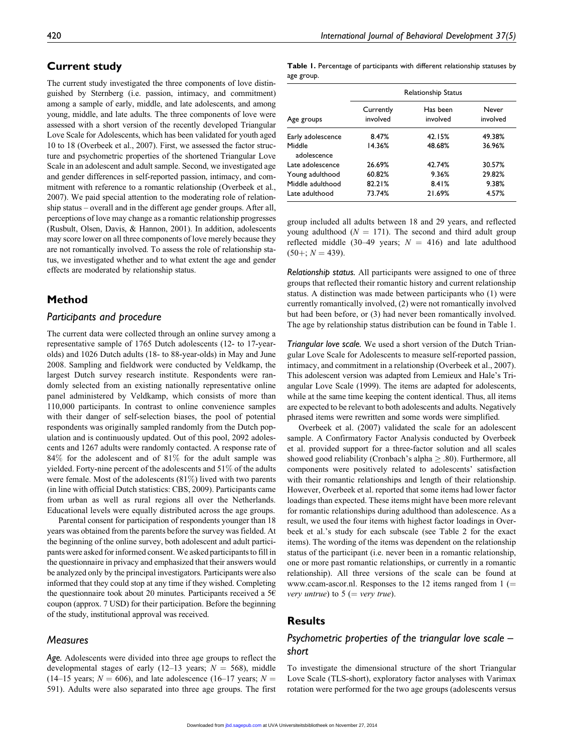## Current study

The current study investigated the three components of love distinguished by Sternberg (i.e. passion, intimacy, and commitment) among a sample of early, middle, and late adolescents, and among young, middle, and late adults. The three components of love were assessed with a short version of the recently developed Triangular Love Scale for Adolescents, which has been validated for youth aged 10 to 18 (Overbeek et al., 2007). First, we assessed the factor structure and psychometric properties of the shortened Triangular Love Scale in an adolescent and adult sample. Second, we investigated age and gender differences in self-reported passion, intimacy, and commitment with reference to a romantic relationship (Overbeek et al., 2007). We paid special attention to the moderating role of relationship status – overall and in the different age gender groups. After all, perceptions of love may change as a romantic relationship progresses (Rusbult, Olsen, Davis, & Hannon, 2001). In addition, adolescents may score lower on all three components of love merely because they are not romantically involved. To assess the role of relationship status, we investigated whether and to what extent the age and gender effects are moderated by relationship status.

## Method

### Participants and procedure

The current data were collected through an online survey among a representative sample of 1765 Dutch adolescents (12- to 17-year-olds) and 1026 Dutch adults (18- to 88-year-olds) in May and June 2008. Sampling and fieldwork were conducted by Veldkamp, the largest Dutch survey research institute. Respondents were randomly selected from an existing nationally representative online panel administered by Veldkamp, which consists of more than 110,000 participants. In contrast to online convenience samples with their danger of self-selection biases, the pool of potential respondents was originally sampled randomly from the Dutch population and is continuously updated. Out of this pool, 2092 adolescents and 1267 adults were randomly contacted. A response rate of 84% for the adolescent and of 81% for the adult sample was yielded. Forty-nine percent of the adolescents and 51% of the adults were female. Most of the adolescents (81%) lived with two parents (in line with official Dutch statistics: CBS, 2009). Participants came from urban as well as rural regions all over the Netherlands. Educational levels were equally distributed across the age groups.

Parental consent for participation of respondents younger than 18 years was obtained from the parents before the survey was fielded. At the beginning of the online survey, both adolescent and adult participants were asked for informed consent. We asked participants to fill in the questionnaire in privacy and emphasized that their answers would be analyzed only by the principal investigators. Participants were also informed that they could stop at any time if they wished. Completing the questionnaire took about 20 minutes. Participants received a 5€ coupon (approx. 7 USD) for their participation. Before the beginning of the study, institutional approval was received.

### Measures

***Age.*** Adolescents were divided into three age groups to reflect the developmental stages of early (12–13 years; $N = 568$), middle (14–15 years; $N = 606$), and late adolescence (16–17 years; $N = 591$). Adults were also separated into three age groups. The first group included all adults between 18 and 29 years, and reflected young adulthood ($N = 171$). The second and third adult group reflected middle (30–49 years; $N = 416$) and late adulthood (50+; $N = 439$).

**Table 1.** Percentage of participants with different relationship statuses by age group.

| | Relationship Status | | |
|---|---|---|---|
| Age groups | Currently involved | Has been involved | Never involved |
| Early adolescence | 8.47% | 42.15% | 49.38% |
| Middle adolescence | 14.36% | 48.68% | 36.96% |
| Late adolescence | 26.69% | 42.74% | 30.57% |
| Young adulthood | 60.82% | 9.36% | 29.82% |
| Middle adulthood | 82.21% | 8.41% | 9.38% |
| Late adulthood | 73.74% | 21.69% | 4.57% |

***Relationship status.*** All participants were assigned to one of three groups that reflected their romantic history and current relationship status. A distinction was made between participants who (1) were currently romantically involved, (2) were not romantically involved but had been before, or (3) had never been romantically involved. The age by relationship status distribution can be found in Table 1.

***Triangular love scale.*** We used a short version of the Dutch Triangular Love Scale for Adolescents to measure self-reported passion, intimacy, and commitment in a relationship (Overbeek et al., 2007). This adolescent version was adapted from Lemieux and Hale's Triangular Love Scale (1999). The items are adapted for adolescents, while at the same time keeping the content identical. Thus, all items are expected to be relevant to both adolescents and adults. Negatively phrased items were rewritten and some words were simplified.

Overbeek et al. (2007) validated the scale for an adolescent sample. A Confirmatory Factor Analysis conducted by Overbeek et al. provided support for a three-factor solution and all scales showed good reliability (Cronbach's alpha $\geq .80$). Furthermore, all components were positively related to adolescents' satisfaction with their romantic relationships and length of their relationship. However, Overbeek et al. reported that some items had lower factor loadings than expected. These items might have been more relevant for romantic relationships during adulthood than adolescence. As a result, we used the four items with highest factor loadings in Overbeek et al.'s study for each subscale (see Table 2 for the exact items). The wording of the items was dependent on the relationship status of the participant (i.e. never been in a romantic relationship, one or more past romantic relationships, or currently in a romantic relationship). All three versions of the scale can be found at www.ccam-ascor.nl. Responses to the 12 items ranged from 1 (= *very untrue*) to 5 (= *very true*).

## Results

### Psychometric properties of the triangular love scale – short

To investigate the dimensional structure of the short Triangular Love Scale (TLS-short), exploratory factor analyses with Varimax rotation were performed for the two age groups (adolescents versus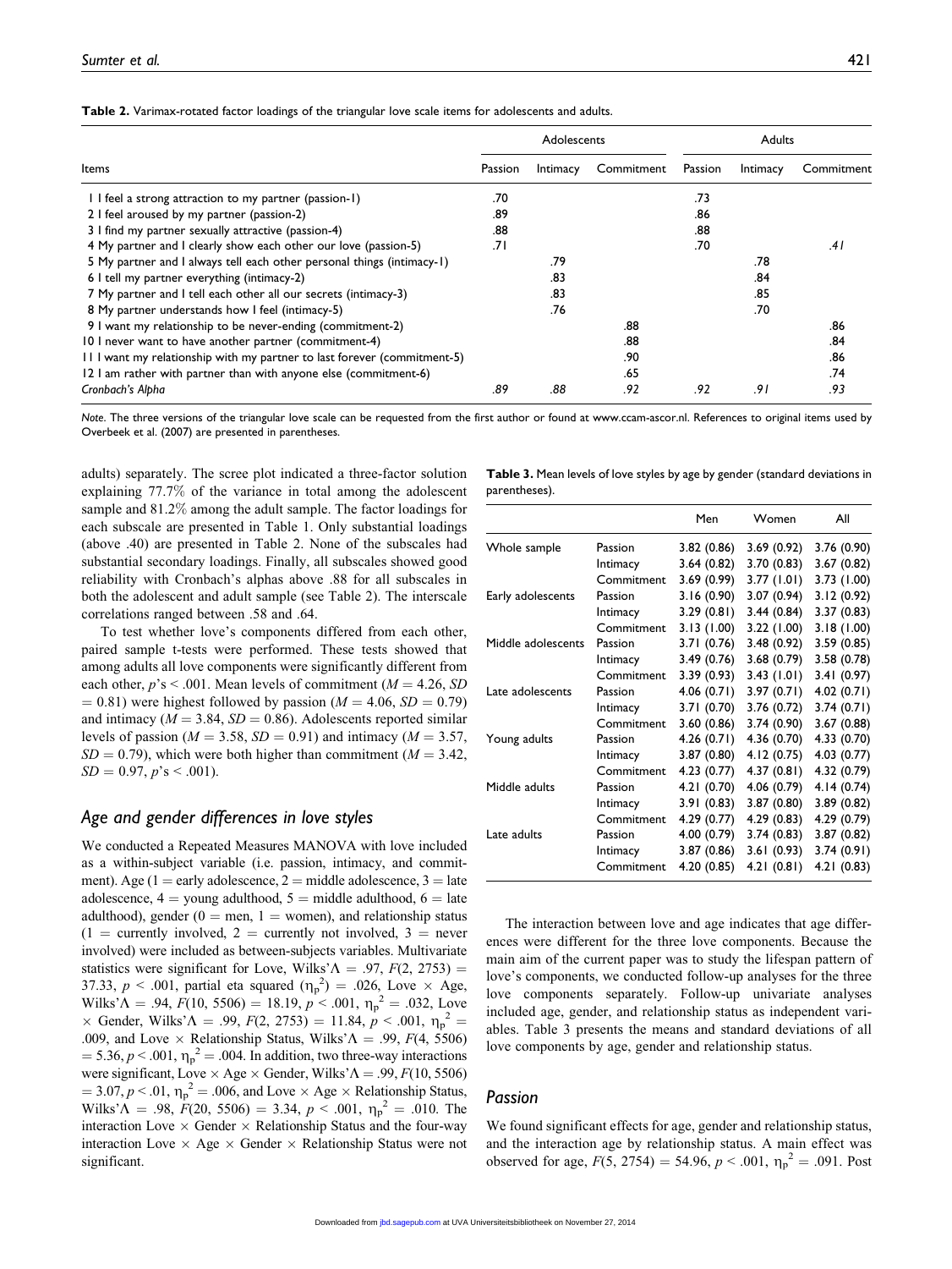**Table 2.** Varimax-rotated factor loadings of the triangular love scale items for adolescents and adults.

| Items | Adolescents | | | Adults | | |
|---|---|---|---|---|---|---|
| | Passion | Intimacy | Commitment | Passion | Intimacy | Commitment |
| 1 I feel a strong attraction to my partner (passion-1) | .70 | | | .73 | | |
| 2 I feel aroused by my partner (passion-2) | .89 | | | .86 | | |
| 3 I find my partner sexually attractive (passion-4) | .88 | | | .88 | | |
| 4 My partner and I clearly show each other our love (passion-5) | .71 | | | .70 | | *.41* |
| 5 My partner and I always tell each other personal things (intimacy-1) | | .79 | | | .78 | |
| 6 I tell my partner everything (intimacy-2) | | .83 | | | .84 | |
| 7 My partner and I tell each other all our secrets (intimacy-3) | | .83 | | | .85 | |
| 8 My partner understands how I feel (intimacy-5) | | .76 | | | .70 | |
| 9 I want my relationship to be never-ending (commitment-2) | | | .88 | | | .86 |
| 10 I never want to have another partner (commitment-4) | | | .88 | | | .84 |
| 11 I want my relationship with my partner to last forever (commitment-5) | | | .90 | | | .86 |
| 12 I am rather with partner than with anyone else (commitment-6) | | | .65 | | | .74 |
| *Cronbach's Alpha* | *.89* | *.88* | *.92* | *.92* | *.91* | *.93* |

*Note.* The three versions of the triangular love scale can be requested from the first author or found at www.ccam-ascor.nl. References to original items used by Overbeek et al. (2007) are presented in parentheses.

adults) separately. The scree plot indicated a three-factor solution explaining 77.7% of the variance in total among the adolescent sample and 81.2% among the adult sample. The factor loadings for each subscale are presented in Table 1. Only substantial loadings (above .40) are presented in Table 2. None of the subscales had substantial secondary loadings. Finally, all subscales showed good reliability with Cronbach's alphas above .88 for all subscales in both the adolescent and adult sample (see Table 2). The interscale correlations ranged between .58 and .64.

To test whether love's components differed from each other, paired sample t-tests were performed. These tests showed that among adults all love components were significantly different from each other, $p$'s < .001. Mean levels of commitment ($M = 4.26$, $SD = 0.81$) were highest followed by passion ($M = 4.06$, $SD = 0.79$) and intimacy ($M = 3.84$, $SD = 0.86$). Adolescents reported similar levels of passion ($M = 3.58$, $SD = 0.91$) and intimacy ($M = 3.57$, $SD = 0.79$), which were both higher than commitment ($M = 3.42$, $SD = 0.97$, $p$'s < .001).

## *Age and gender differences in love styles*

We conducted a Repeated Measures MANOVA with love included as a within-subject variable (i.e. passion, intimacy, and commitment). Age (1 = early adolescence, 2 = middle adolescence, 3 = late adolescence, 4 = young adulthood, 5 = middle adulthood, 6 = late adulthood), gender (0 = men, 1 = women), and relationship status (1 = currently involved, 2 = currently not involved, 3 = never involved) were included as between-subjects variables. Multivariate statistics were significant for Love, Wilks'$\Lambda$ = .97, $F(2, 2753) = 37.33$, $p < .001$, partial eta squared ($\eta_p^2$) = .026, Love × Age, Wilks'$\Lambda$ = .94, $F(10, 5506) = 18.19$, $p < .001$, $\eta_p^2 = .032$, Love × Gender, Wilks'$\Lambda$ = .99, $F(2, 2753) = 11.84$, $p < .001$, $\eta_p^2 = .009$, and Love × Relationship Status, Wilks'$\Lambda$ = .99, $F(4, 5506) = 5.36$, $p < .001$, $\eta_p^2 = .004$. In addition, two three-way interactions were significant, Love × Age × Gender, Wilks'$\Lambda$ = .99, $F(10, 5506) = 3.07$, $p < .01$, $\eta_p^2 = .006$, and Love × Age × Relationship Status, Wilks'$\Lambda$ = .98, $F(20, 5506) = 3.34$, $p < .001$, $\eta_p^2 = .010$. The interaction Love × Gender × Relationship Status and the four-way interaction Love × Age × Gender × Relationship Status were not significant.

**Table 3.** Mean levels of love styles by age by gender (standard deviations in parentheses).

| | | Men | Women | All |
|---|---|---|---|---|
| Whole sample | Passion | 3.82 (0.86) | 3.69 (0.92) | 3.76 (0.90) |
| | Intimacy | 3.64 (0.82) | 3.70 (0.83) | 3.67 (0.82) |
| | Commitment | 3.69 (0.99) | 3.77 (1.01) | 3.73 (1.00) |
| Early adolescents | Passion | 3.16 (0.90) | 3.07 (0.94) | 3.12 (0.92) |
| | Intimacy | 3.29 (0.81) | 3.44 (0.84) | 3.37 (0.83) |
| | Commitment | 3.13 (1.00) | 3.22 (1.00) | 3.18 (1.00) |
| Middle adolescents | Passion | 3.71 (0.76) | 3.48 (0.92) | 3.59 (0.85) |
| | Intimacy | 3.49 (0.76) | 3.68 (0.79) | 3.58 (0.78) |
| | Commitment | 3.39 (0.93) | 3.43 (1.01) | 3.41 (0.97) |
| Late adolescents | Passion | 4.06 (0.71) | 3.97 (0.71) | 4.02 (0.71) |
| | Intimacy | 3.71 (0.70) | 3.76 (0.72) | 3.74 (0.71) |
| | Commitment | 3.60 (0.86) | 3.74 (0.90) | 3.67 (0.88) |
| Young adults | Passion | 4.26 (0.71) | 4.36 (0.70) | 4.33 (0.70) |
| | Intimacy | 3.87 (0.80) | 4.12 (0.75) | 4.03 (0.77) |
| | Commitment | 4.23 (0.77) | 4.37 (0.81) | 4.32 (0.79) |
| Middle adults | Passion | 4.21 (0.70) | 4.06 (0.79) | 4.14 (0.74) |
| | Intimacy | 3.91 (0.83) | 3.87 (0.80) | 3.89 (0.82) |
| | Commitment | 4.29 (0.77) | 4.29 (0.83) | 4.29 (0.79) |
| Late adults | Passion | 4.00 (0.79) | 3.74 (0.83) | 3.87 (0.82) |
| | Intimacy | 3.87 (0.86) | 3.61 (0.93) | 3.74 (0.91) |
| | Commitment | 4.20 (0.85) | 4.21 (0.81) | 4.21 (0.83) |

The interaction between love and age indicates that age differences were different for the three love components. Because the main aim of the current paper was to study the lifespan pattern of love's components, we conducted follow-up analyses for the three love components separately. Follow-up univariate analyses included age, gender, and relationship status as independent variables. Table 3 presents the means and standard deviations of all love components by age, gender and relationship status.

## *Passion*

We found significant effects for age, gender and relationship status, and the interaction age by relationship status. A main effect was observed for age, $F(5, 2754) = 54.96$, $p < .001$, $\eta_p^2 = .091$. Post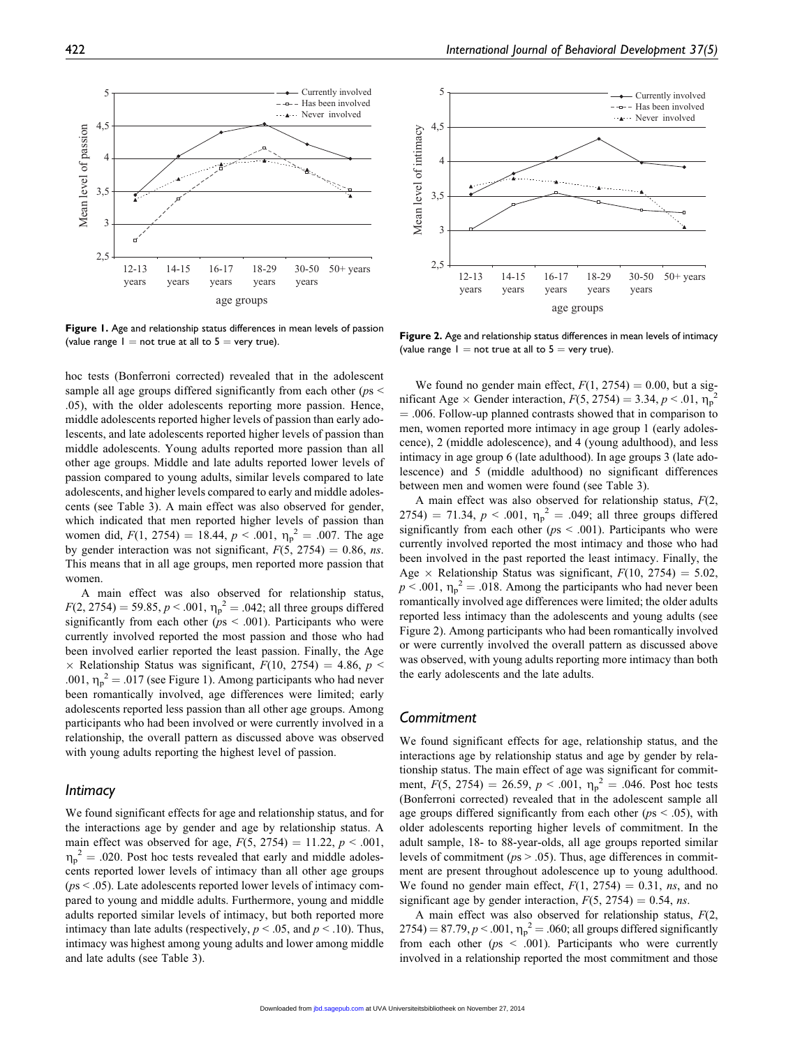Figure 1. Age and relationship status differences in mean levels of passion (value range 1 = not true at all to 5 = very true).

Figure 2. Age and relationship status differences in mean levels of intimacy (value range 1 = not true at all to 5 = very true).

hoc tests (Bonferroni corrected) revealed that in the adolescent sample all age groups differed significantly from each other ($ps < .05$), with the older adolescents reporting more passion. Hence, middle adolescents reported higher levels of passion than early adolescents, and late adolescents reported higher levels of passion than middle adolescents. Young adults reported more passion than all other age groups. Middle and late adults reported lower levels of passion compared to young adults, similar levels compared to late adolescents, and higher levels compared to early and middle adolescents (see Table 3). A main effect was also observed for gender, which indicated that men reported higher levels of passion than women did, $F(1, 2754) = 18.44$, $p < .001$, $\eta_p^2 = .007$. The age by gender interaction was not significant, $F(5, 2754) = 0.86$, *ns*. This means that in all age groups, men reported more passion that women.

A main effect was also observed for relationship status, $F(2, 2754) = 59.85$, $p < .001$, $\eta_p^2 = .042$; all three groups differed significantly from each other ($ps < .001$). Participants who were currently involved reported the most passion and those who had been involved earlier reported the least passion. Finally, the Age $\times$ Relationship Status was significant, $F(10, 2754) = 4.86$, $p < .001$, $\eta_p^2 = .017$ (see Figure 1). Among participants who had never been romantically involved, age differences were limited; early adolescents reported less passion than all other age groups. Among participants who had been involved or were currently involved in a relationship, the overall pattern as discussed above was observed with young adults reporting the highest level of passion.

### Intimacy

We found significant effects for age and relationship status, and for the interactions age by gender and age by relationship status. A main effect was observed for age, $F(5, 2754) = 11.22$, $p < .001$, $\eta_p^2 = .020$. Post hoc tests revealed that early and middle adolescents reported lower levels of intimacy than all other age groups ($ps < .05$). Late adolescents reported lower levels of intimacy compared to young and middle adults. Furthermore, young and middle adults reported similar levels of intimacy, but both reported more intimacy than late adults (respectively, $p < .05$, and $p < .10$). Thus, intimacy was highest among young adults and lower among middle and late adults (see Table 3).

We found no gender main effect, $F(1, 2754) = 0.00$, but a significant Age $\times$ Gender interaction, $F(5, 2754) = 3.34$, $p < .01$, $\eta_p^2 = .006$. Follow-up planned contrasts showed that in comparison to men, women reported more intimacy in age group 1 (early adolescence), 2 (middle adolescence), and 4 (young adulthood), and less intimacy in age group 6 (late adulthood). In age groups 3 (late adolescence) and 5 (middle adulthood) no significant differences between men and women were found (see Table 3).

A main effect was also observed for relationship status, $F(2, 2754) = 71.34$, $p < .001$, $\eta_p^2 = .049$; all three groups differed significantly from each other ($ps < .001$). Participants who were currently involved reported the most intimacy and those who had been involved in the past reported the least intimacy. Finally, the Age $\times$ Relationship Status was significant, $F(10, 2754) = 5.02$, $p < .001$, $\eta_p^2 = .018$. Among the participants who had never been romantically involved age differences were limited; the older adults reported less intimacy than the adolescents and young adults (see Figure 2). Among participants who had been romantically involved or were currently involved the overall pattern as discussed above was observed, with young adults reporting more intimacy than both the early adolescents and the late adults.

### Commitment

We found significant effects for age, relationship status, and the interactions age by relationship status and age by gender by relationship status. The main effect of age was significant for commitment, $F(5, 2754) = 26.59$, $p < .001$, $\eta_p^2 = .046$. Post hoc tests (Bonferroni corrected) revealed that in the adolescent sample all age groups differed significantly from each other ($ps < .05$), with older adolescents reporting higher levels of commitment. In the adult sample, 18- to 88-year-olds, all age groups reported similar levels of commitment ($ps > .05$). Thus, age differences in commitment are present throughout adolescence up to young adulthood. We found no gender main effect, $F(1, 2754) = 0.31$, *ns*, and no significant age by gender interaction, $F(5, 2754) = 0.54$, *ns*.

A main effect was also observed for relationship status, $F(2, 2754) = 87.79$, $p < .001$, $\eta_p^2 = .060$; all groups differed significantly from each other ($ps < .001$). Participants who were currently involved in a relationship reported the most commitment and those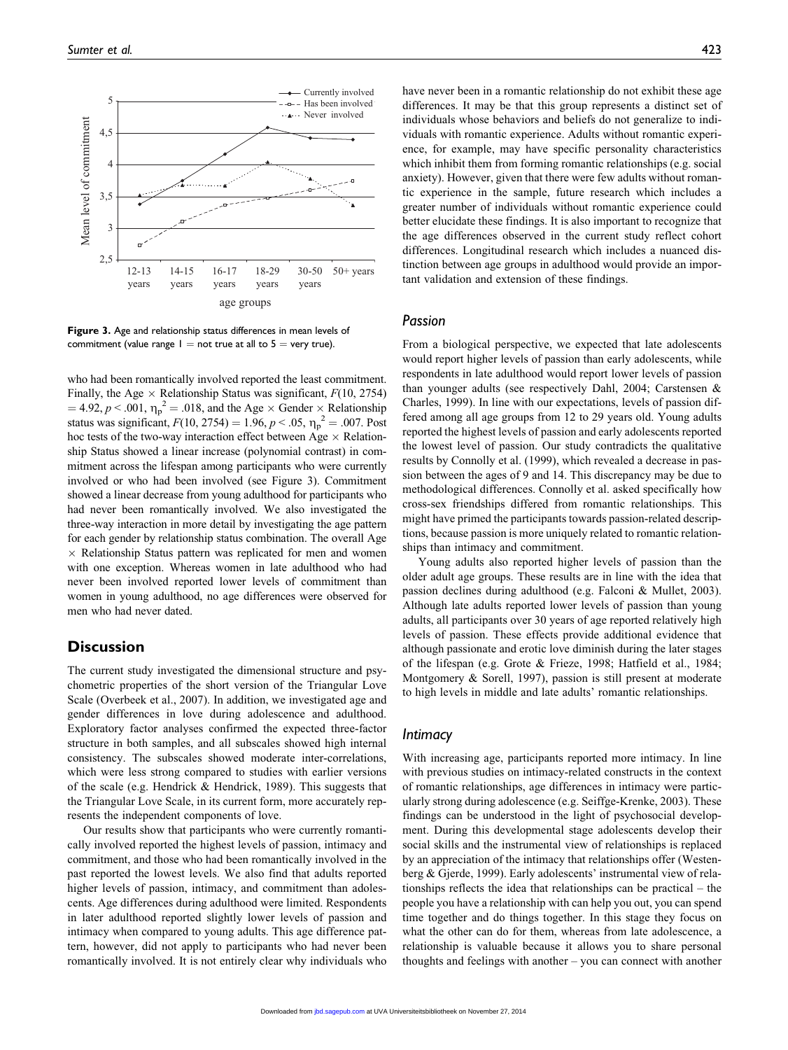5
4,5
4
3,5
3
2,5

Mean level of commitment

Currently involved
Has been involved
Never involved

12-13 years
14-15 years
16-17 years
18-29 years
30-50 years
50+ years

age groups

**Figure 3.** Age and relationship status differences in mean levels of commitment (value range 1 = not true at all to 5 = very true).

who had been romantically involved reported the least commitment. Finally, the Age × Relationship Status was significant, $F(10, 2754) = 4.92$, $p < .001$, $\eta_p^2 = .018$, and the Age × Gender × Relationship status was significant, $F(10, 2754) = 1.96$, $p < .05$, $\eta_p^2 = .007$. Post hoc tests of the two-way interaction effect between Age × Relationship Status showed a linear increase (polynomial contrast) in commitment across the lifespan among participants who were currently involved or who had been involved (see Figure 3). Commitment showed a linear decrease from young adulthood for participants who had never been romantically involved. We also investigated the three-way interaction in more detail by investigating the age pattern for each gender by relationship status combination. The overall Age × Relationship Status pattern was replicated for men and women with one exception. Whereas women in late adulthood who had never been involved reported lower levels of commitment than women in young adulthood, no age differences were observed for men who had never dated.

## Discussion

The current study investigated the dimensional structure and psychometric properties of the short version of the Triangular Love Scale (Overbeek et al., 2007). In addition, we investigated age and gender differences in love during adolescence and adulthood. Exploratory factor analyses confirmed the expected three-factor structure in both samples, and all subscales showed high internal consistency. The subscales showed moderate inter-correlations, which were less strong compared to studies with earlier versions of the scale (e.g. Hendrick & Hendrick, 1989). This suggests that the Triangular Love Scale, in its current form, more accurately represents the independent components of love.

Our results show that participants who were currently romantically involved reported the highest levels of passion, intimacy and commitment, and those who had been romantically involved in the past reported the lowest levels. We also find that adults reported higher levels of passion, intimacy, and commitment than adolescents. Age differences during adulthood were limited. Respondents in later adulthood reported slightly lower levels of passion and intimacy when compared to young adults. This age difference pattern, however, did not apply to participants who had never been romantically involved. It is not entirely clear why individuals who have never been in a romantic relationship do not exhibit these age differences. It may be that this group represents a distinct set of individuals whose behaviors and beliefs do not generalize to individuals with romantic experience. Adults without romantic experience, for example, may have specific personality characteristics which inhibit them from forming romantic relationships (e.g. social anxiety). However, given that there were few adults without romantic experience in the sample, future research which includes a greater number of individuals without romantic experience could better elucidate these findings. It is also important to recognize that the age differences observed in the current study reflect cohort differences. Longitudinal research which includes a nuanced distinction between age groups in adulthood would provide an important validation and extension of these findings.

### *Passion*

From a biological perspective, we expected that late adolescents would report higher levels of passion than early adolescents, while respondents in late adulthood would report lower levels of passion than younger adults (see respectively Dahl, 2004; Carstensen & Charles, 1999). In line with our expectations, levels of passion differed among all age groups from 12 to 29 years old. Young adults reported the highest levels of passion and early adolescents reported the lowest level of passion. Our study contradicts the qualitative results by Connolly et al. (1999), which revealed a decrease in passion between the ages of 9 and 14. This discrepancy may be due to methodological differences. Connolly et al. asked specifically how cross-sex friendships differed from romantic relationships. This might have primed the participants towards passion-related descriptions, because passion is more uniquely related to romantic relationships than intimacy and commitment.

Young adults also reported higher levels of passion than the older adult age groups. These results are in line with the idea that passion declines during adulthood (e.g. Falconi & Mullet, 2003). Although late adults reported lower levels of passion than young adults, all participants over 30 years of age reported relatively high levels of passion. These effects provide additional evidence that although passionate and erotic love diminish during the later stages of the lifespan (e.g. Grote & Frieze, 1998; Hatfield et al., 1984; Montgomery & Sorell, 1997), passion is still present at moderate to high levels in middle and late adults' romantic relationships.

### *Intimacy*

With increasing age, participants reported more intimacy. In line with previous studies on intimacy-related constructs in the context of romantic relationships, age differences in intimacy were particularly strong during adolescence (e.g. Seiffge-Krenke, 2003). These findings can be understood in the light of psychosocial development. During this developmental stage adolescents develop their social skills and the instrumental view of relationships is replaced by an appreciation of the intimacy that relationships offer (Westenberg & Gjerde, 1999). Early adolescents' instrumental view of relationships reflects the idea that relationships can be practical – the people you have a relationship with can help you out, you can spend time together and do things together. In this stage they focus on what the other can do for them, whereas from late adolescence, a relationship is valuable because it allows you to share personal thoughts and feelings with another – you can connect with another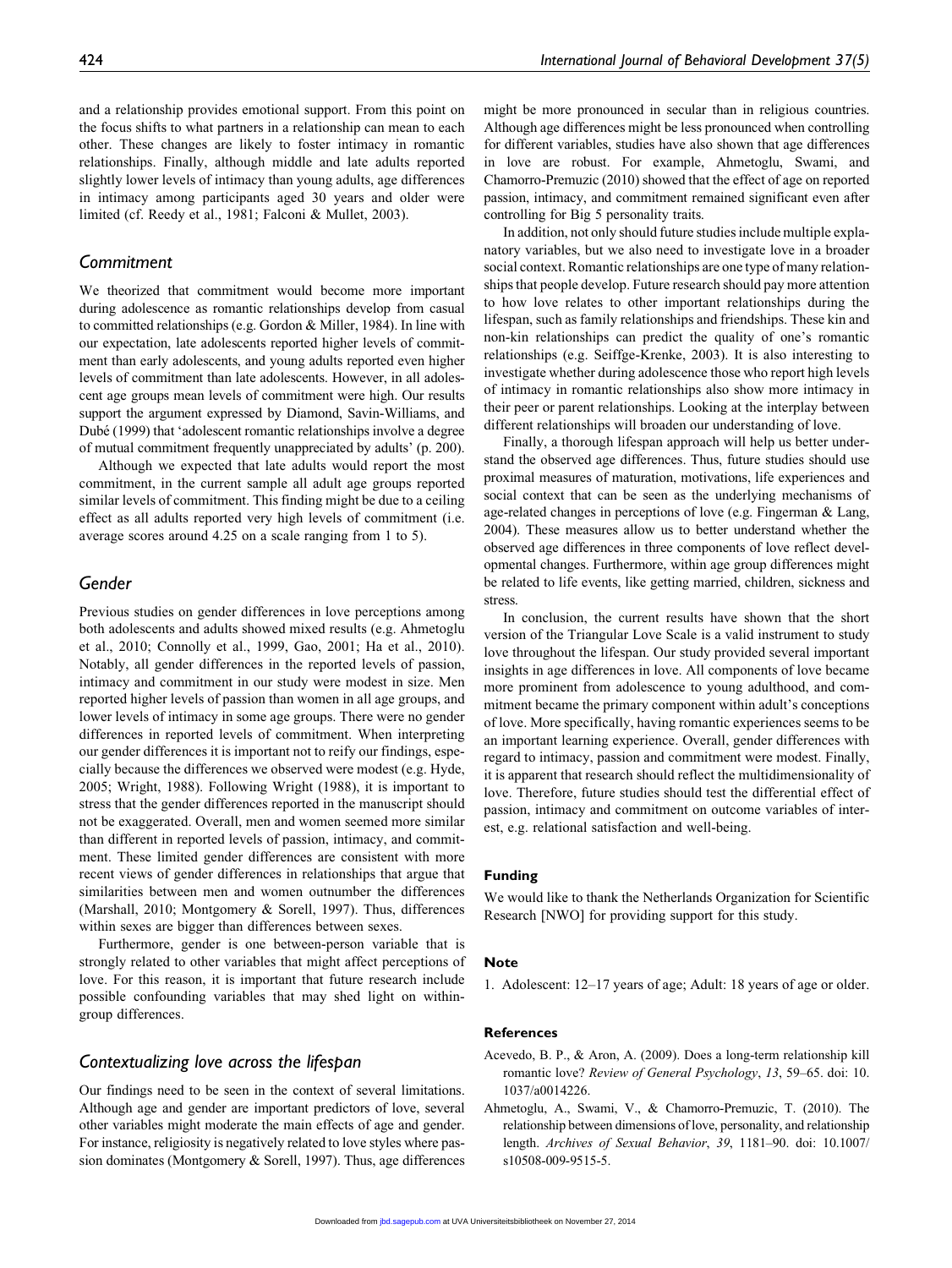and a relationship provides emotional support. From this point on the focus shifts to what partners in a relationship can mean to each other. These changes are likely to foster intimacy in romantic relationships. Finally, although middle and late adults reported slightly lower levels of intimacy than young adults, age differences in intimacy among participants aged 30 years and older were limited (cf. Reedy et al., 1981; Falconi & Mullet, 2003).

## Commitment

We theorized that commitment would become more important during adolescence as romantic relationships develop from casual to committed relationships (e.g. Gordon & Miller, 1984). In line with our expectation, late adolescents reported higher levels of commitment than early adolescents, and young adults reported even higher levels of commitment than late adolescents. However, in all adolescent age groups mean levels of commitment were high. Our results support the argument expressed by Diamond, Savin-Williams, and Dubé (1999) that 'adolescent romantic relationships involve a degree of mutual commitment frequently unappreciated by adults' (p. 200).

Although we expected that late adults would report the most commitment, in the current sample all adult age groups reported similar levels of commitment. This finding might be due to a ceiling effect as all adults reported very high levels of commitment (i.e. average scores around 4.25 on a scale ranging from 1 to 5).

## Gender

Previous studies on gender differences in love perceptions among both adolescents and adults showed mixed results (e.g. Ahmetoglu et al., 2010; Connolly et al., 1999, Gao, 2001; Ha et al., 2010). Notably, all gender differences in the reported levels of passion, intimacy and commitment in our study were modest in size. Men reported higher levels of passion than women in all age groups, and lower levels of intimacy in some age groups. There were no gender differences in reported levels of commitment. When interpreting our gender differences it is important not to reify our findings, especially because the differences we observed were modest (e.g. Hyde, 2005; Wright, 1988). Following Wright (1988), it is important to stress that the gender differences reported in the manuscript should not be exaggerated. Overall, men and women seemed more similar than different in reported levels of passion, intimacy, and commitment. These limited gender differences are consistent with more recent views of gender differences in relationships that argue that similarities between men and women outnumber the differences (Marshall, 2010; Montgomery & Sorell, 1997). Thus, differences within sexes are bigger than differences between sexes.

Furthermore, gender is one between-person variable that is strongly related to other variables that might affect perceptions of love. For this reason, it is important that future research include possible confounding variables that may shed light on within-group differences.

## Contextualizing love across the lifespan

Our findings need to be seen in the context of several limitations. Although age and gender are important predictors of love, several other variables might moderate the main effects of age and gender. For instance, religiosity is negatively related to love styles where passion dominates (Montgomery & Sorell, 1997). Thus, age differences might be more pronounced in secular than in religious countries. Although age differences might be less pronounced when controlling for different variables, studies have also shown that age differences in love are robust. For example, Ahmetoglu, Swami, and Chamorro-Premuzic (2010) showed that the effect of age on reported passion, intimacy, and commitment remained significant even after controlling for Big 5 personality traits.

In addition, not only should future studies include multiple explanatory variables, but we also need to investigate love in a broader social context. Romantic relationships are one type of many relationships that people develop. Future research should pay more attention to how love relates to other important relationships during the lifespan, such as family relationships and friendships. These kin and non-kin relationships can predict the quality of one's romantic relationships (e.g. Seiffge-Krenke, 2003). It is also interesting to investigate whether during adolescence those who report high levels of intimacy in romantic relationships also show more intimacy in their peer or parent relationships. Looking at the interplay between different relationships will broaden our understanding of love.

Finally, a thorough lifespan approach will help us better understand the observed age differences. Thus, future studies should use proximal measures of maturation, motivations, life experiences and social context that can be seen as the underlying mechanisms of age-related changes in perceptions of love (e.g. Fingerman & Lang, 2004). These measures allow us to better understand whether the observed age differences in three components of love reflect developmental changes. Furthermore, within age group differences might be related to life events, like getting married, children, sickness and stress.

In conclusion, the current results have shown that the short version of the Triangular Love Scale is a valid instrument to study love throughout the lifespan. Our study provided several important insights in age differences in love. All components of love became more prominent from adolescence to young adulthood, and commitment became the primary component within adult's conceptions of love. More specifically, having romantic experiences seems to be an important learning experience. Overall, gender differences with regard to intimacy, passion and commitment were modest. Finally, it is apparent that research should reflect the multidimensionality of love. Therefore, future studies should test the differential effect of passion, intimacy and commitment on outcome variables of interest, e.g. relational satisfaction and well-being.

#### Funding

We would like to thank the Netherlands Organization for Scientific Research [NWO] for providing support for this study.

#### Note

1. Adolescent: 12–17 years of age; Adult: 18 years of age or older.

#### References

Acevedo, B. P., & Aron, A. (2009). Does a long-term relationship kill romantic love? *Review of General Psychology*, *13*, 59–65. doi: 10.1037/a0014226.

Ahmetoglu, A., Swami, V., & Chamorro-Premuzic, T. (2010). The relationship between dimensions of love, personality, and relationship length. *Archives of Sexual Behavior*, *39*, 1181–90. doi: 10.1007/s10508-009-9515-5.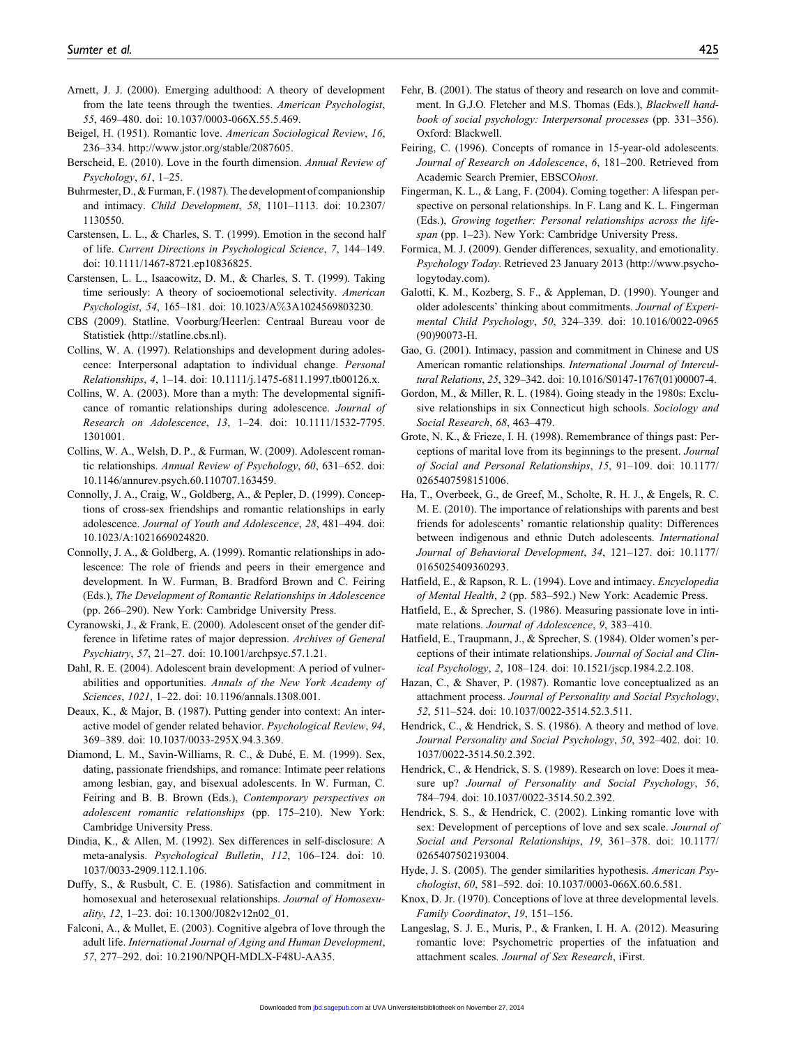Arnett, J. J. (2000). Emerging adulthood: A theory of development from the late teens through the twenties. *American Psychologist*, *55*, 469–480. doi: 10.1037/0003-066X.55.5.469.

Beigel, H. (1951). Romantic love. *American Sociological Review*, *16*, 236–334. http://www.jstor.org/stable/2087605.

Berscheid, E. (2010). Love in the fourth dimension. *Annual Review of Psychology*, *61*, 1–25.

Buhrmester, D., & Furman, F. (1987). The development of companionship and intimacy. *Child Development*, *58*, 1101–1113. doi: 10.2307/1130550.

Carstensen, L. L., & Charles, S. T. (1999). Emotion in the second half of life. *Current Directions in Psychological Science*, *7*, 144–149. doi: 10.1111/1467-8721.ep10836825.

Carstensen, L. L., Isaacowitz, D. M., & Charles, S. T. (1999). Taking time seriously: A theory of socioemotional selectivity. *American Psychologist*, *54*, 165–181. doi: 10.1023/A%3A1024569803230.

CBS (2009). Statline. Voorburg/Heerlen: Centraal Bureau voor de Statistiek (http://statline.cbs.nl).

Collins, W. A. (1997). Relationships and development during adolescence: Interpersonal adaptation to individual change. *Personal Relationships*, *4*, 1–14. doi: 10.1111/j.1475-6811.1997.tb00126.x.

Collins, W. A. (2003). More than a myth: The developmental significance of romantic relationships during adolescence. *Journal of Research on Adolescence*, *13*, 1–24. doi: 10.1111/1532-7795.1301001.

Collins, W. A., Welsh, D. P., & Furman, W. (2009). Adolescent romantic relationships. *Annual Review of Psychology*, *60*, 631–652. doi: 10.1146/annurev.psych.60.110707.163459.

Connolly, J. A., Craig, W., Goldberg, A., & Pepler, D. (1999). Conceptions of cross-sex friendships and romantic relationships in early adolescence. *Journal of Youth and Adolescence*, *28*, 481–494. doi: 10.1023/A:1021669024820.

Connolly, J. A., & Goldberg, A. (1999). Romantic relationships in adolescence: The role of friends and peers in their emergence and development. In W. Furman, B. Bradford Brown and C. Feiring (Eds.), *The Development of Romantic Relationships in Adolescence* (pp. 266–290). New York: Cambridge University Press.

Cyranowski, J., & Frank, E. (2000). Adolescent onset of the gender difference in lifetime rates of major depression. *Archives of General Psychiatry*, *57*, 21–27. doi: 10.1001/archpsyc.57.1.21.

Dahl, R. E. (2004). Adolescent brain development: A period of vulnerabilities and opportunities. *Annals of the New York Academy of Sciences*, *1021*, 1–22. doi: 10.1196/annals.1308.001.

Deaux, K., & Major, B. (1987). Putting gender into context: An interactive model of gender related behavior. *Psychological Review*, *94*, 369–389. doi: 10.1037/0033-295X.94.3.369.

Diamond, L. M., Savin-Williams, R. C., & Dubé, E. M. (1999). Sex, dating, passionate friendships, and romance: Intimate peer relations among lesbian, gay, and bisexual adolescents. In W. Furman, C. Feiring and B. B. Brown (Eds.), *Contemporary perspectives on adolescent romantic relationships* (pp. 175–210). New York: Cambridge University Press.

Dindia, K., & Allen, M. (1992). Sex differences in self-disclosure: A meta-analysis. *Psychological Bulletin*, *112*, 106–124. doi: 10.1037/0033-2909.112.1.106.

Duffy, S., & Rusbult, C. E. (1986). Satisfaction and commitment in homosexual and heterosexual relationships. *Journal of Homosexuality*, *12*, 1–23. doi: 10.1300/J082v12n02_01.

Falconi, A., & Mullet, E. (2003). Cognitive algebra of love through the adult life. *International Journal of Aging and Human Development*, *57*, 277–292. doi: 10.2190/NPQH-MDLX-F48U-AA35.

Fehr, B. (2001). The status of theory and research on love and commitment. In G.J.O. Fletcher and M.S. Thomas (Eds.), *Blackwell handbook of social psychology: Interpersonal processes* (pp. 331–356). Oxford: Blackwell.

Feiring, C. (1996). Concepts of romance in 15-year-old adolescents. *Journal of Research on Adolescence*, *6*, 181–200. Retrieved from Academic Search Premier, EBSCO*host*.

Fingerman, K. L., & Lang, F. (2004). Coming together: A lifespan perspective on personal relationships. In F. Lang and K. L. Fingerman (Eds.), *Growing together: Personal relationships across the lifespan* (pp. 1–23). New York: Cambridge University Press.

Formica, M. J. (2009). Gender differences, sexuality, and emotionality. *Psychology Today*. Retrieved 23 January 2013 (http://www.psychologytoday.com).

Galotti, K. M., Kozberg, S. F., & Appleman, D. (1990). Younger and older adolescents' thinking about commitments. *Journal of Experimental Child Psychology*, *50*, 324–339. doi: 10.1016/0022-0965(90)90073-H.

Gao, G. (2001). Intimacy, passion and commitment in Chinese and US American romantic relationships. *International Journal of Intercultural Relations*, *25*, 329–342. doi: 10.1016/S0147-1767(01)00007-4.

Gordon, M., & Miller, R. L. (1984). Going steady in the 1980s: Exclusive relationships in six Connecticut high schools. *Sociology and Social Research*, *68*, 463–479.

Grote, N. K., & Frieze, I. H. (1998). Remembrance of things past: Perceptions of marital love from its beginnings to the present. *Journal of Social and Personal Relationships*, *15*, 91–109. doi: 10.1177/0265407598151006.

Ha, T., Overbeek, G., de Greef, M., Scholte, R. H. J., & Engels, R. C. M. E. (2010). The importance of relationships with parents and best friends for adolescents' romantic relationship quality: Differences between indigenous and ethnic Dutch adolescents. *International Journal of Behavioral Development*, *34*, 121–127. doi: 10.1177/0165025409360293.

Hatfield, E., & Rapson, R. L. (1994). Love and intimacy. *Encyclopedia of Mental Health*, *2* (pp. 583–592.) New York: Academic Press.

Hatfield, E., & Sprecher, S. (1986). Measuring passionate love in intimate relations. *Journal of Adolescence*, *9*, 383–410.

Hatfield, E., Traupmann, J., & Sprecher, S. (1984). Older women's perceptions of their intimate relationships. *Journal of Social and Clinical Psychology*, *2*, 108–124. doi: 10.1521/jscp.1984.2.2.108.

Hazan, C., & Shaver, P. (1987). Romantic love conceptualized as an attachment process. *Journal of Personality and Social Psychology*, *52*, 511–524. doi: 10.1037/0022-3514.52.3.511.

Hendrick, C., & Hendrick, S. S. (1986). A theory and method of love. *Journal Personality and Social Psychology*, *50*, 392–402. doi: 10.1037/0022-3514.50.2.392.

Hendrick, C., & Hendrick, S. S. (1989). Research on love: Does it measure up? *Journal of Personality and Social Psychology*, *56*, 784–794. doi: 10.1037/0022-3514.50.2.392.

Hendrick, S. S., & Hendrick, C. (2002). Linking romantic love with sex: Development of perceptions of love and sex scale. *Journal of Social and Personal Relationships*, *19*, 361–378. doi: 10.1177/0265407502193004.

Hyde, J. S. (2005). The gender similarities hypothesis. *American Psychologist*, *60*, 581–592. doi: 10.1037/0003-066X.60.6.581.

Knox, D. Jr. (1970). Conceptions of love at three developmental levels. *Family Coordinator*, *19*, 151–156.

Langeslag, S. J. E., Muris, P., & Franken, I. H. A. (2012). Measuring romantic love: Psychometric properties of the infatuation and attachment scales. *Journal of Sex Research*, iFirst.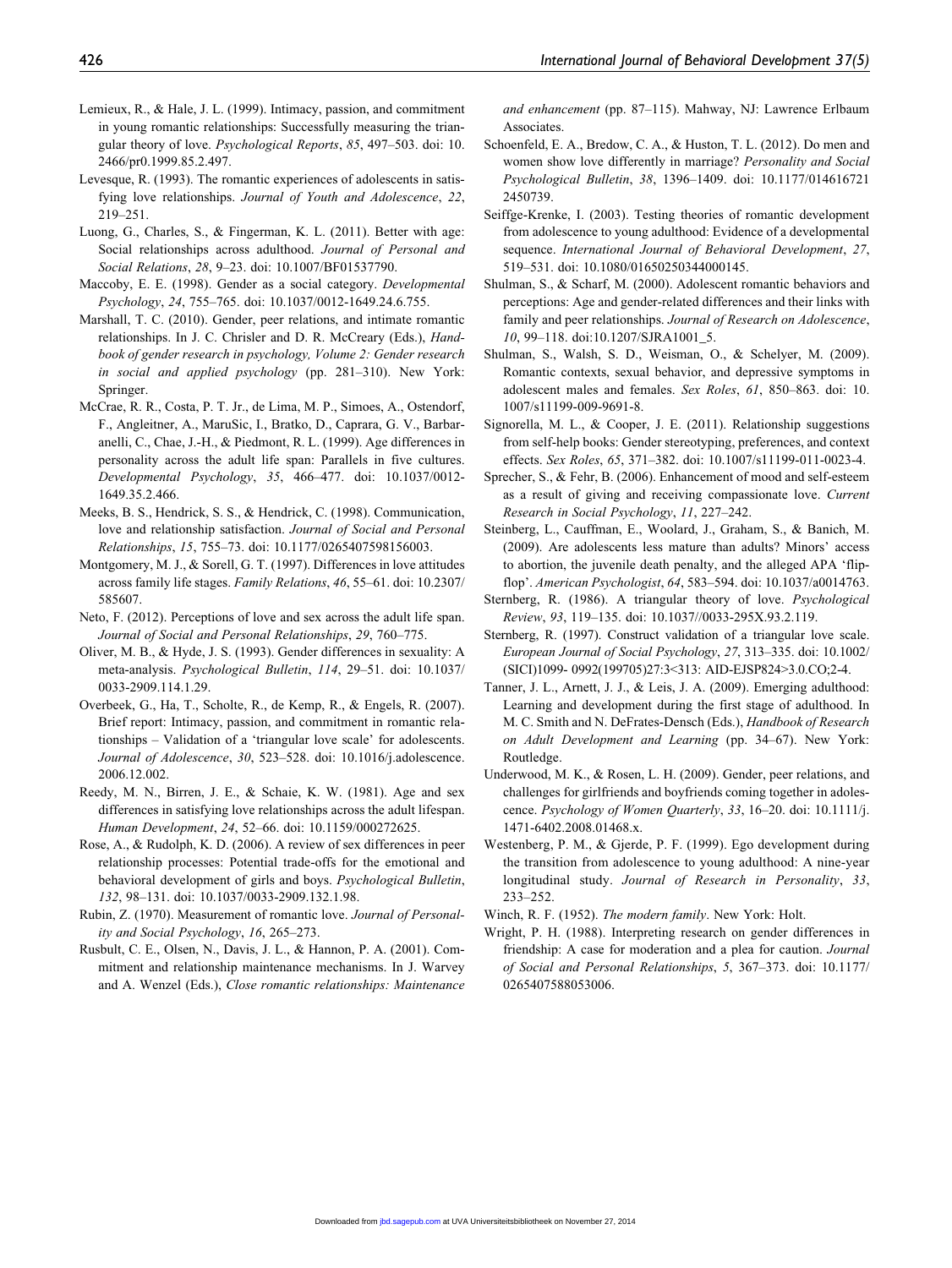Lemieux, R., & Hale, J. L. (1999). Intimacy, passion, and commitment in young romantic relationships: Successfully measuring the triangular theory of love. *Psychological Reports*, *85*, 497–503. doi: 10.2466/pr0.1999.85.2.497.

Levesque, R. (1993). The romantic experiences of adolescents in satisfying love relationships. *Journal of Youth and Adolescence*, *22*, 219–251.

Luong, G., Charles, S., & Fingerman, K. L. (2011). Better with age: Social relationships across adulthood. *Journal of Personal and Social Relations*, *28*, 9–23. doi: 10.1007/BF01537790.

Maccoby, E. E. (1998). Gender as a social category. *Developmental Psychology*, *24*, 755–765. doi: 10.1037/0012-1649.24.6.755.

Marshall, T. C. (2010). Gender, peer relations, and intimate romantic relationships. In J. C. Chrisler and D. R. McCreary (Eds.), *Handbook of gender research in psychology, Volume 2: Gender research in social and applied psychology* (pp. 281–310). New York: Springer.

McCrae, R. R., Costa, P. T. Jr., de Lima, M. P., Simoes, A., Ostendorf, F., Angleitner, A., MaruSic, I., Bratko, D., Caprara, G. V., Barbaranelli, C., Chae, J.-H., & Piedmont, R. L. (1999). Age differences in personality across the adult life span: Parallels in five cultures. *Developmental Psychology*, *35*, 466–477. doi: 10.1037/0012-1649.35.2.466.

Meeks, B. S., Hendrick, S. S., & Hendrick, C. (1998). Communication, love and relationship satisfaction. *Journal of Social and Personal Relationships*, *15*, 755–73. doi: 10.1177/0265407598156003.

Montgomery, M. J., & Sorell, G. T. (1997). Differences in love attitudes across family life stages. *Family Relations*, *46*, 55–61. doi: 10.2307/585607.

Neto, F. (2012). Perceptions of love and sex across the adult life span. *Journal of Social and Personal Relationships*, *29*, 760–775.

Oliver, M. B., & Hyde, J. S. (1993). Gender differences in sexuality: A meta-analysis. *Psychological Bulletin*, *114*, 29–51. doi: 10.1037/0033-2909.114.1.29.

Overbeek, G., Ha, T., Scholte, R., de Kemp, R., & Engels, R. (2007). Brief report: Intimacy, passion, and commitment in romantic relationships – Validation of a 'triangular love scale' for adolescents. *Journal of Adolescence*, *30*, 523–528. doi: 10.1016/j.adolescence.2006.12.002.

Reedy, M. N., Birren, J. E., & Schaie, K. W. (1981). Age and sex differences in satisfying love relationships across the adult lifespan. *Human Development*, *24*, 52–66. doi: 10.1159/000272625.

Rose, A., & Rudolph, K. D. (2006). A review of sex differences in peer relationship processes: Potential trade-offs for the emotional and behavioral development of girls and boys. *Psychological Bulletin*, *132*, 98–131. doi: 10.1037/0033-2909.132.1.98.

Rubin, Z. (1970). Measurement of romantic love. *Journal of Personality and Social Psychology*, *16*, 265–273.

Rusbult, C. E., Olsen, N., Davis, J. L., & Hannon, P. A. (2001). Commitment and relationship maintenance mechanisms. In J. Warvey and A. Wenzel (Eds.), *Close romantic relationships: Maintenance and enhancement* (pp. 87–115). Mahway, NJ: Lawrence Erlbaum Associates.

Schoenfeld, E. A., Bredow, C. A., & Huston, T. L. (2012). Do men and women show love differently in marriage? *Personality and Social Psychological Bulletin*, *38*, 1396–1409. doi: 10.1177/0146167212450739.

Seiffge-Krenke, I. (2003). Testing theories of romantic development from adolescence to young adulthood: Evidence of a developmental sequence. *International Journal of Behavioral Development*, *27*, 519–531. doi: 10.1080/01650250344000145.

Shulman, S., & Scharf, M. (2000). Adolescent romantic behaviors and perceptions: Age and gender-related differences and their links with family and peer relationships. *Journal of Research on Adolescence*, *10*, 99–118. doi:10.1207/SJRA1001_5.

Shulman, S., Walsh, S. D., Weisman, O., & Schelyer, M. (2009). Romantic contexts, sexual behavior, and depressive symptoms in adolescent males and females. *Sex Roles*, *61*, 850–863. doi: 10.1007/s11199-009-9691-8.

Signorella, M. L., & Cooper, J. E. (2011). Relationship suggestions from self-help books: Gender stereotyping, preferences, and context effects. *Sex Roles*, *65*, 371–382. doi: 10.1007/s11199-011-0023-4.

Sprecher, S., & Fehr, B. (2006). Enhancement of mood and self-esteem as a result of giving and receiving compassionate love. *Current Research in Social Psychology*, *11*, 227–242.

Steinberg, L., Cauffman, E., Woolard, J., Graham, S., & Banich, M. (2009). Are adolescents less mature than adults? Minors' access to abortion, the juvenile death penalty, and the alleged APA 'flip-flop'. *American Psychologist*, *64*, 583–594. doi: 10.1037/a0014763.

Sternberg, R. (1986). A triangular theory of love. *Psychological Review*, *93*, 119–135. doi: 10.1037//0033-295X.93.2.119.

Sternberg, R. (1997). Construct validation of a triangular love scale. *European Journal of Social Psychology*, *27*, 313–335. doi: 10.1002/(SICI)1099- 0992(199705)27:3<313: AID-EJSP824>3.0.CO;2-4.

Tanner, J. L., Arnett, J. J., & Leis, J. A. (2009). Emerging adulthood: Learning and development during the first stage of adulthood. In M. C. Smith and N. DeFrates-Densch (Eds.), *Handbook of Research on Adult Development and Learning* (pp. 34–67). New York: Routledge.

Underwood, M. K., & Rosen, L. H. (2009). Gender, peer relations, and challenges for girlfriends and boyfriends coming together in adolescence. *Psychology of Women Quarterly*, *33*, 16–20. doi: 10.1111/j.1471-6402.2008.01468.x.

Westenberg, P. M., & Gjerde, P. F. (1999). Ego development during the transition from adolescence to young adulthood: A nine-year longitudinal study. *Journal of Research in Personality*, *33*, 233–252.

Winch, R. F. (1952). *The modern family*. New York: Holt.

Wright, P. H. (1988). Interpreting research on gender differences in friendship: A case for moderation and a plea for caution. *Journal of Social and Personal Relationships*, *5*, 367–373. doi: 10.1177/0265407588053006.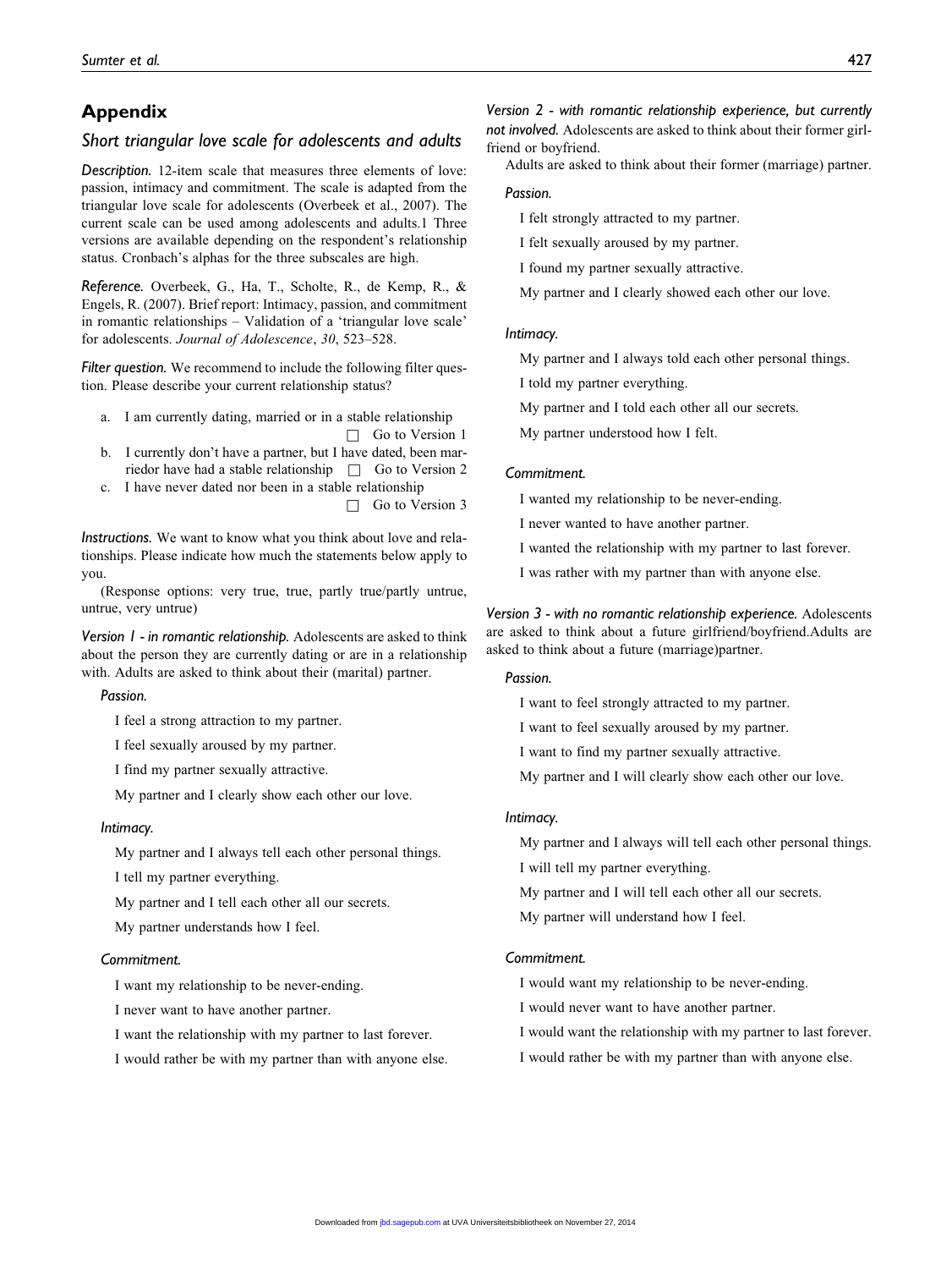## Appendix

### Short triangular love scale for adolescents and adults

*Description.* 12-item scale that measures three elements of love: passion, intimacy and commitment. The scale is adapted from the triangular love scale for adolescents (Overbeek et al., 2007). The current scale can be used among adolescents and adults.1 Three versions are available depending on the respondent's relationship status. Cronbach's alphas for the three subscales are high.

*Reference.* Overbeek, G., Ha, T., Scholte, R., de Kemp, R., & Engels, R. (2007). Brief report: Intimacy, passion, and commitment in romantic relationships – Validation of a 'triangular love scale' for adolescents. *Journal of Adolescence*, *30*, 523–528.

*Filter question.* We recommend to include the following filter question. Please describe your current relationship status?

a. I am currently dating, married or in a stable relationship ☐ Go to Version 1
b. I currently don't have a partner, but I have dated, been marriedor have had a stable relationship ☐ Go to Version 2
c. I have never dated nor been in a stable relationship ☐ Go to Version 3

*Instructions.* We want to know what you think about love and relationships. Please indicate how much the statements below apply to you.

(Response options: very true, true, partly true/partly untrue, untrue, very untrue)

*Version 1 - in romantic relationship.* Adolescents are asked to think about the person they are currently dating or are in a relationship with. Adults are asked to think about their (marital) partner.

*Passion.*

I feel a strong attraction to my partner.

I feel sexually aroused by my partner.

I find my partner sexually attractive.

My partner and I clearly show each other our love.

*Intimacy.*

My partner and I always tell each other personal things.

I tell my partner everything.

My partner and I tell each other all our secrets.

My partner understands how I feel.

*Commitment.*

I want my relationship to be never-ending.

I never want to have another partner.

I want the relationship with my partner to last forever.

I would rather be with my partner than with anyone else.

*Version 2 - with romantic relationship experience, but currently not involved.* Adolescents are asked to think about their former girlfriend or boyfriend.

Adults are asked to think about their former (marriage) partner.

*Passion.*

I felt strongly attracted to my partner.

I felt sexually aroused by my partner.

I found my partner sexually attractive.

My partner and I clearly showed each other our love.

*Intimacy.*

My partner and I always told each other personal things.

I told my partner everything.

My partner and I told each other all our secrets.

My partner understood how I felt.

*Commitment.*

I wanted my relationship to be never-ending.

I never wanted to have another partner.

I wanted the relationship with my partner to last forever.

I was rather with my partner than with anyone else.

*Version 3 - with no romantic relationship experience.* Adolescents are asked to think about a future girlfriend/boyfriend.Adults are asked to think about a future (marriage)partner.

*Passion.*

I want to feel strongly attracted to my partner.

I want to feel sexually aroused by my partner.

I want to find my partner sexually attractive.

My partner and I will clearly show each other our love.

*Intimacy.*

My partner and I always will tell each other personal things.

I will tell my partner everything.

My partner and I will tell each other all our secrets.

My partner will understand how I feel.

*Commitment.*

I would want my relationship to be never-ending.

I would never want to have another partner.

I would want the relationship with my partner to last forever.

I would rather be with my partner than with anyone else.